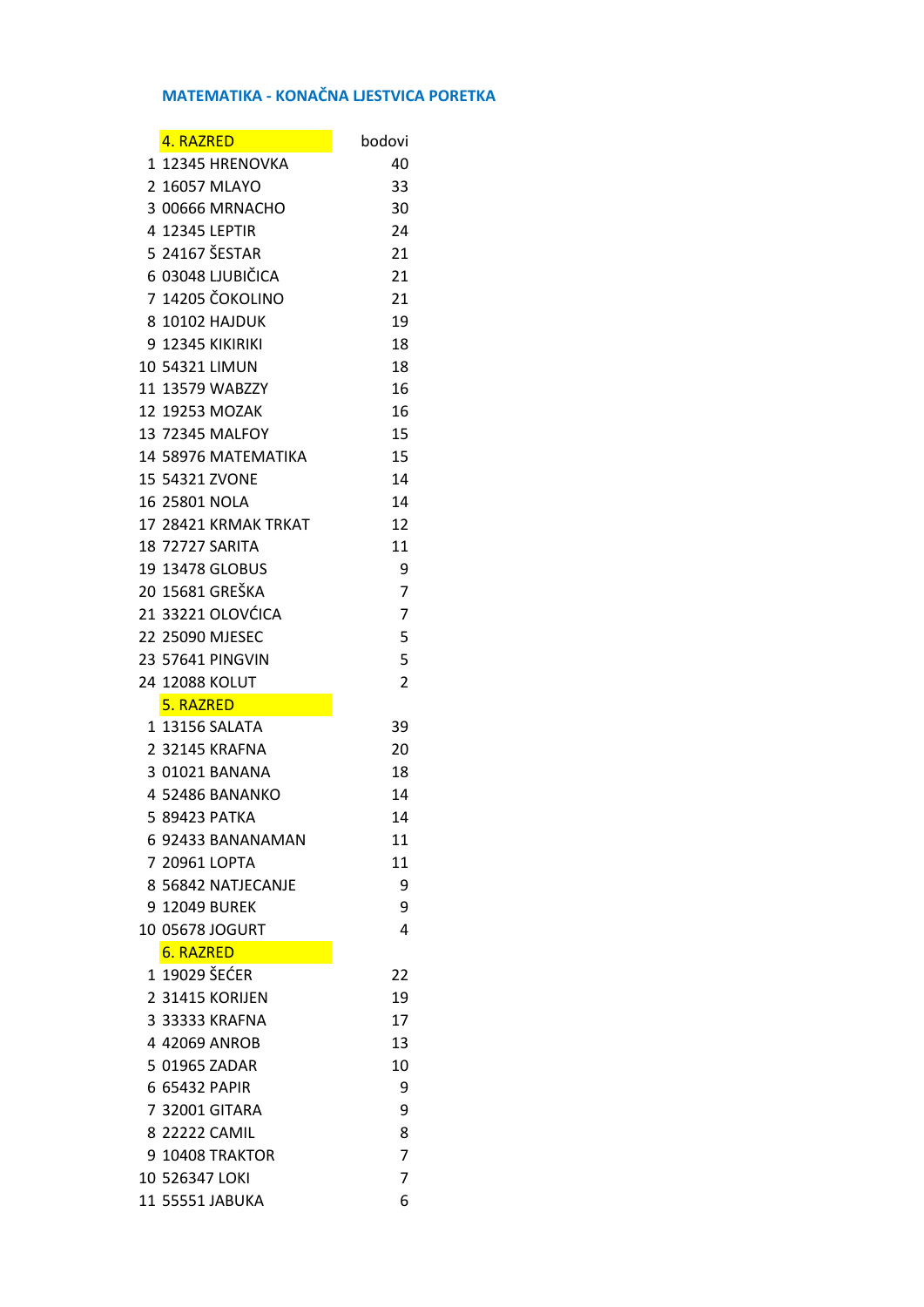# MATEMATIKA - KONAČNA LJESTVICA PORETKA

| | 4. RAZRED | bodovi |
|---|---|---|
| 1 | 12345 HRENOVKA | 40 |
| 2 | 16057 MLAYO | 33 |
| 3 | 00666 MRNACHO | 30 |
| 4 | 12345 LEPTIR | 24 |
| 5 | 24167 ŠESTAR | 21 |
| 6 | 03048 LJUBIČICA | 21 |
| 7 | 14205 ČOKOLINO | 21 |
| 8 | 10102 HAJDUK | 19 |
| 9 | 12345 KIKIRIKI | 18 |
| 10 | 54321 LIMUN | 18 |
| 11 | 13579 WABZZY | 16 |
| 12 | 19253 MOZAK | 16 |
| 13 | 72345 MALFOY | 15 |
| 14 | 58976 MATEMATIKA | 15 |
| 15 | 54321 ZVONE | 14 |
| 16 | 25801 NOLA | 14 |
| 17 | 28421 KRMAK TRKAT | 12 |
| 18 | 72727 SARITA | 11 |
| 19 | 13478 GLOBUS | 9 |
| 20 | 15681 GREŠKA | 7 |
| 21 | 33221 OLOVĆICA | 7 |
| 22 | 25090 MJESEC | 5 |
| 23 | 57641 PINGVIN | 5 |
| 24 | 12088 KOLUT | 2 |
| | **5. RAZRED** | |
| 1 | 13156 SALATA | 39 |
| 2 | 32145 KRAFNA | 20 |
| 3 | 01021 BANANA | 18 |
| 4 | 52486 BANANKO | 14 |
| 5 | 89423 PATKA | 14 |
| 6 | 92433 BANANAMAN | 11 |
| 7 | 20961 LOPTA | 11 |
| 8 | 56842 NATJECANJE | 9 |
| 9 | 12049 BUREK | 9 |
| 10 | 05678 JOGURT | 4 |
| | **6. RAZRED** | |
| 1 | 19029 ŠEĆER | 22 |
| 2 | 31415 KORIJEN | 19 |
| 3 | 33333 KRAFNA | 17 |
| 4 | 42069 ANROB | 13 |
| 5 | 01965 ZADAR | 10 |
| 6 | 65432 PAPIR | 9 |
| 7 | 32001 GITARA | 9 |
| 8 | 22222 CAMIL | 8 |
| 9 | 10408 TRAKTOR | 7 |
| 10 | 526347 LOKI | 7 |
| 11 | 55551 JABUKA | 6 |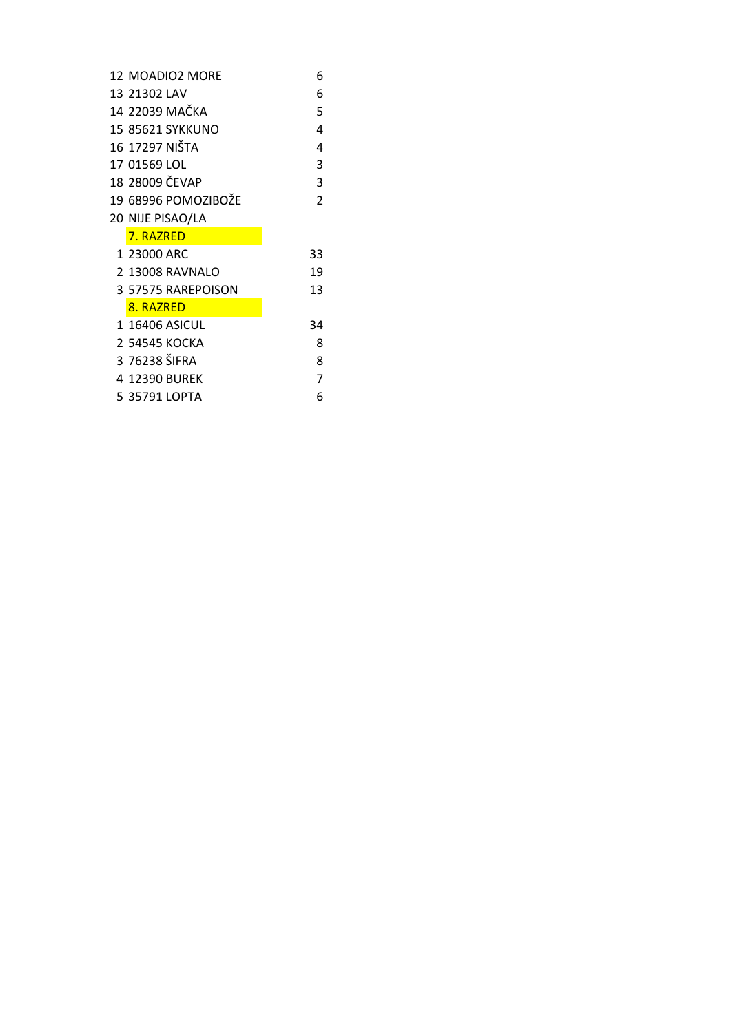| | | |
|---|---|---|
| 12 | MOADIO2 MORE | 6 |
| 13 | 21302 LAV | 6 |
| 14 | 22039 MAČKA | 5 |
| 15 | 85621 SYKKUNO | 4 |
| 16 | 17297 NIŠTA | 4 |
| 17 | 01569 LOL | 3 |
| 18 | 28009 ČEVAP | 3 |
| 19 | 68996 POMOZIBOŽE | 2 |
| 20 | NIJE PISAO/LA | |
| | **7. RAZRED** | |
| 1 | 23000 ARC | 33 |
| 2 | 13008 RAVNALO | 19 |
| 3 | 57575 RAREPOISON | 13 |
| | **8. RAZRED** | |
| 1 | 16406 ASICUL | 34 |
| 2 | 54545 KOCKA | 8 |
| 3 | 76238 ŠIFRA | 8 |
| 4 | 12390 BUREK | 7 |
| 5 | 35791 LOPTA | 6 |